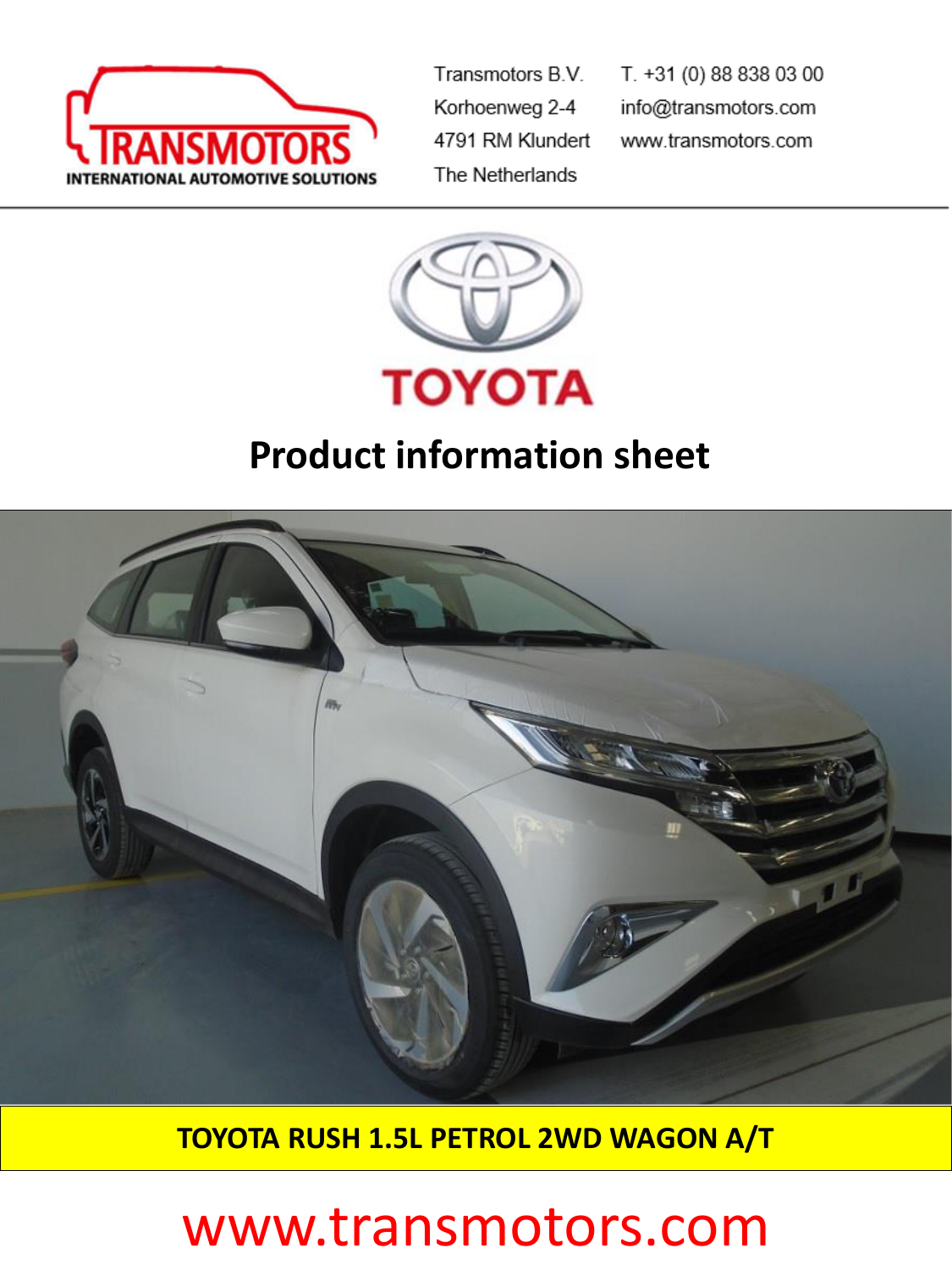Transmotors B.V.
Korhoenweg 2-4
4791 RM Klundert
The Netherlands

T. +31 (0) 88 838 03 00
info@transmotors.com
www.transmotors.com

# Product information sheet

## TOYOTA RUSH 1.5L PETROL 2WD WAGON A/T

www.transmotors.com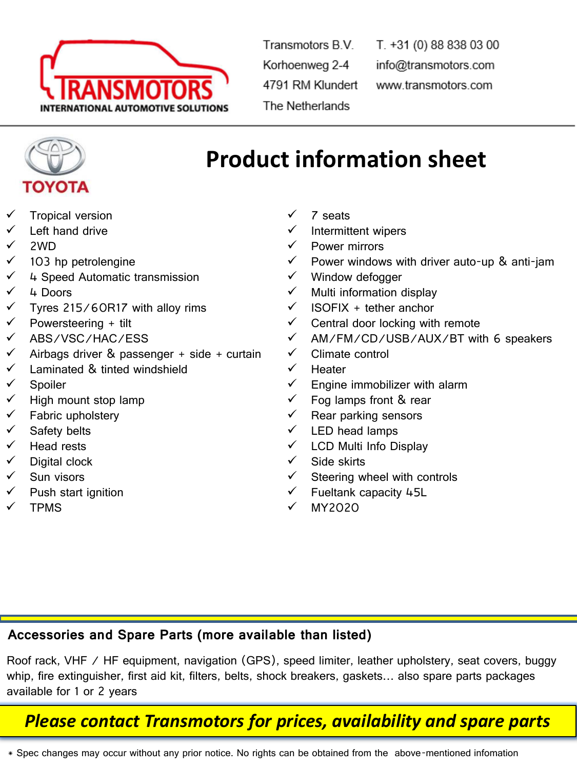Transmotors B.V.
Korhoenweg 2-4
4791 RM Klundert
The Netherlands

T. +31 (0) 88 838 03 00
info@transmotors.com
www.transmotors.com

# Product information sheet

- ✓ Tropical version
- ✓ Left hand drive
- ✓ 2WD
- ✓ 103 hp petrolengine
- ✓ 4 Speed Automatic transmission
- ✓ 4 Doors
- ✓ Tyres 215/60R17 with alloy rims
- ✓ Powersteering + tilt
- ✓ ABS/VSC/HAC/ESS
- ✓ Airbags driver & passenger + side + curtain
- ✓ Laminated & tinted windshield
- ✓ Spoiler
- ✓ High mount stop lamp
- ✓ Fabric upholstery
- ✓ Safety belts
- ✓ Head rests
- ✓ Digital clock
- ✓ Sun visors
- ✓ Push start ignition
- ✓ TPMS
- ✓ 7 seats
- ✓ Intermittent wipers
- ✓ Power mirrors
- ✓ Power windows with driver auto-up & anti-jam
- ✓ Window defogger
- ✓ Multi information display
- ✓ ISOFIX + tether anchor
- ✓ Central door locking with remote
- ✓ AM/FM/CD/USB/AUX/BT with 6 speakers
- ✓ Climate control
- ✓ Heater
- ✓ Engine immobilizer with alarm
- ✓ Fog lamps front & rear
- ✓ Rear parking sensors
- ✓ LED head lamps
- ✓ LCD Multi Info Display
- ✓ Side skirts
- ✓ Steering wheel with controls
- ✓ Fueltank capacity 45L
- ✓ MY2020

## Accessories and Spare Parts (more available than listed)

Roof rack, VHF / HF equipment, navigation (GPS), speed limiter, leather upholstery, seat covers, buggy whip, fire extinguisher, first aid kit, filters, belts, shock breakers, gaskets… also spare parts packages available for 1 or 2 years

***Please contact Transmotors for prices, availability and spare parts***

* Spec changes may occur without any prior notice. No rights can be obtained from the above-mentioned infomation